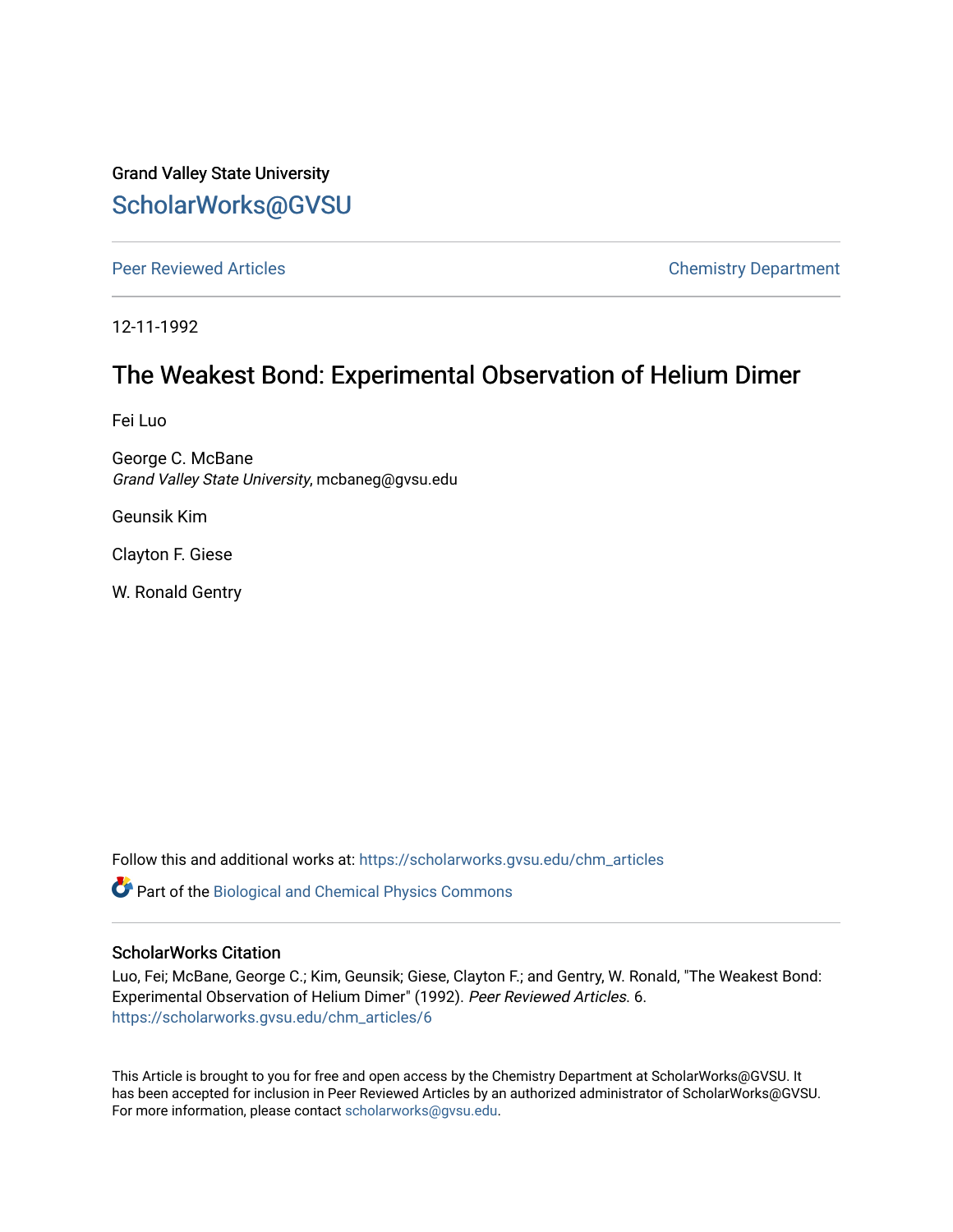Grand Valley State University

ScholarWorks@GVSU

Peer Reviewed Articles

Chemistry Department

12-11-1992

# The Weakest Bond: Experimental Observation of Helium Dimer

Fei Luo

George C. McBane
*Grand Valley State University*, mcbaneg@gvsu.edu

Geunsik Kim

Clayton F. Giese

W. Ronald Gentry

Follow this and additional works at: https://scholarworks.gvsu.edu/chm_articles

Part of the Biological and Chemical Physics Commons

## ScholarWorks Citation

Luo, Fei; McBane, George C.; Kim, Geunsik; Giese, Clayton F.; and Gentry, W. Ronald, "The Weakest Bond: Experimental Observation of Helium Dimer" (1992). *Peer Reviewed Articles*. 6.
https://scholarworks.gvsu.edu/chm_articles/6

This Article is brought to you for free and open access by the Chemistry Department at ScholarWorks@GVSU. It has been accepted for inclusion in Peer Reviewed Articles by an authorized administrator of ScholarWorks@GVSU. For more information, please contact scholarworks@gvsu.edu.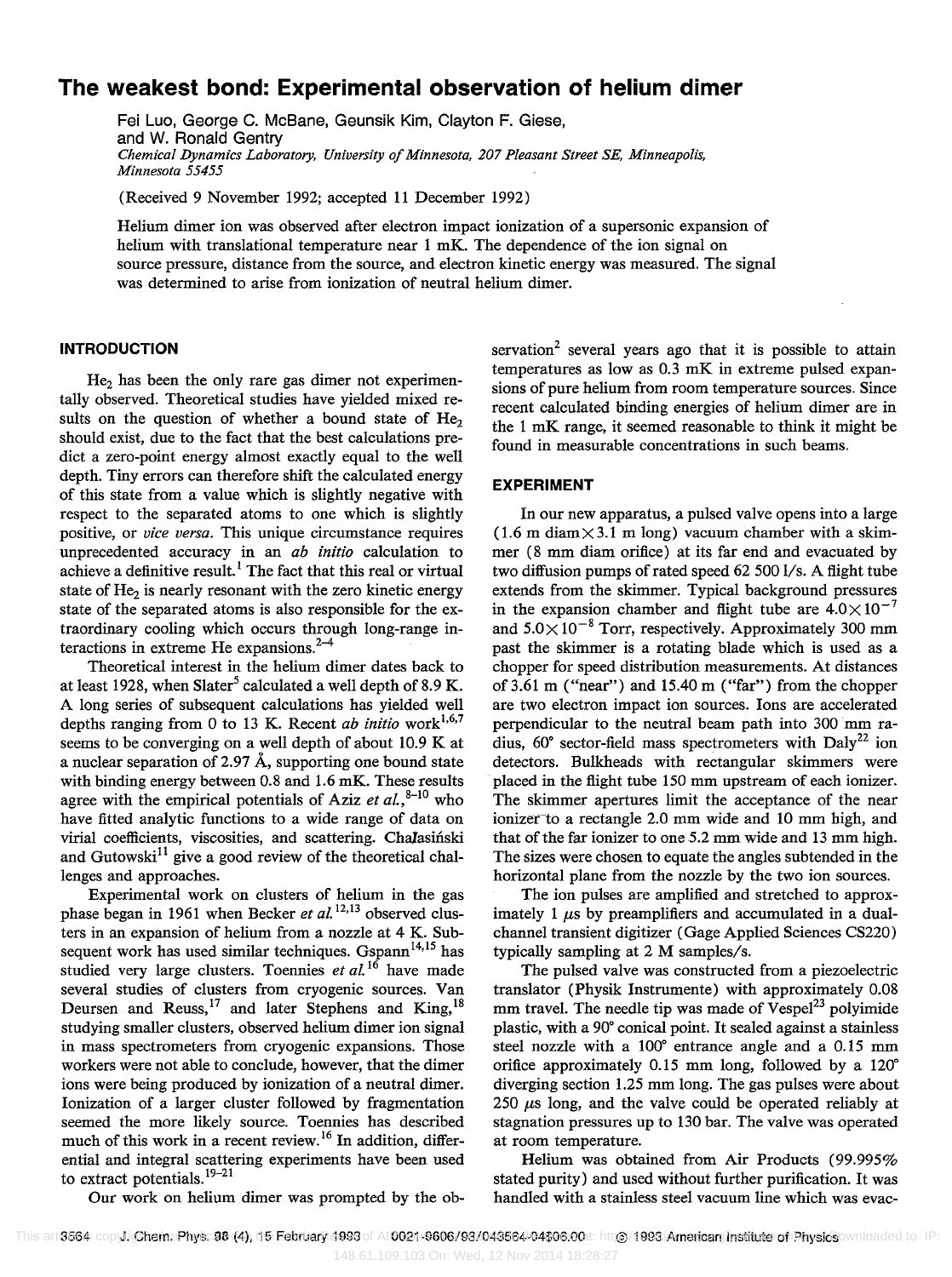# The weakest bond: Experimental observation of helium dimer

Fei Luo, George C. McBane, Geunsik Kim, Clayton F. Giese, and W. Ronald Gentry

*Chemical Dynamics Laboratory, University of Minnesota, 207 Pleasant Street SE, Minneapolis, Minnesota 55455*

(Received 9 November 1992; accepted 11 December 1992)

Helium dimer ion was observed after electron impact ionization of a supersonic expansion of helium with translational temperature near 1 mK. The dependence of the ion signal on source pressure, distance from the source, and electron kinetic energy was measured. The signal was determined to arise from ionization of neutral helium dimer.

## INTRODUCTION

$He_2$ has been the only rare gas dimer not experimentally observed. Theoretical studies have yielded mixed results on the question of whether a bound state of $He_2$ should exist, due to the fact that the best calculations predict a zero-point energy almost exactly equal to the well depth. Tiny errors can therefore shift the calculated energy of this state from a value which is slightly negative with respect to the separated atoms to one which is slightly positive, or *vice versa*. This unique circumstance requires unprecedented accuracy in an *ab initio* calculation to achieve a definitive result.[1] The fact that this real or virtual state of $He_2$ is nearly resonant with the zero kinetic energy state of the separated atoms is also responsible for the extraordinary cooling which occurs through long-range interactions in extreme He expansions.[2–4]

Theoretical interest in the helium dimer dates back to at least 1928, when Slater[5] calculated a well depth of 8.9 K. A long series of subsequent calculations has yielded well depths ranging from 0 to 13 K. Recent *ab initio* work[1,6,7] seems to be converging on a well depth of about 10.9 K at a nuclear separation of 2.97 Å, supporting one bound state with binding energy between 0.8 and 1.6 mK. These results agree with the empirical potentials of Aziz *et al.*,[8–10] who have fitted analytic functions to a wide range of data on virial coefficients, viscosities, and scattering. Chałasiński and Gutowski[11] give a good review of the theoretical challenges and approaches.

Experimental work on clusters of helium in the gas phase began in 1961 when Becker *et al.*[12,13] observed clusters in an expansion of helium from a nozzle at 4 K. Subsequent work has used similar techniques. Gspann[14,15] has studied very large clusters. Toennies *et al.*[16] have made several studies of clusters from cryogenic sources. Van Deursen and Reuss,[17] and later Stephens and King,[18] studying smaller clusters, observed helium dimer ion signal in mass spectrometers from cryogenic expansions. Those workers were not able to conclude, however, that the dimer ions were being produced by ionization of a neutral dimer. Ionization of a larger cluster followed by fragmentation seemed the more likely source. Toennies has described much of this work in a recent review.[16] In addition, differential and integral scattering experiments have been used to extract potentials.[19–21]

Our work on helium dimer was prompted by the observation[2] several years ago that it is possible to attain temperatures as low as 0.3 mK in extreme pulsed expansions of pure helium from room temperature sources. Since recent calculated binding energies of helium dimer are in the 1 mK range, it seemed reasonable to think it might be found in measurable concentrations in such beams.

## EXPERIMENT

In our new apparatus, a pulsed valve opens into a large (1.6 m diam×3.1 m long) vacuum chamber with a skimmer (8 mm diam orifice) at its far end and evacuated by two diffusion pumps of rated speed 62 500 l/s. A flight tube extends from the skimmer. Typical background pressures in the expansion chamber and flight tube are $4.0\times10^{-7}$ and $5.0\times10^{-8}$ Torr, respectively. Approximately 300 mm past the skimmer is a rotating blade which is used as a chopper for speed distribution measurements. At distances of 3.61 m ("near") and 15.40 m ("far") from the chopper are two electron impact ion sources. Ions are accelerated perpendicular to the neutral beam path into 300 mm radius, 60° sector-field mass spectrometers with Daly[22] ion detectors. Bulkheads with rectangular skimmers were placed in the flight tube 150 mm upstream of each ionizer. The skimmer apertures limit the acceptance of the near ionizer to a rectangle 2.0 mm wide and 10 mm high, and that of the far ionizer to one 5.2 mm wide and 13 mm high. The sizes were chosen to equate the angles subtended in the horizontal plane from the nozzle by the two ion sources.

The ion pulses are amplified and stretched to approximately 1 μs by preamplifiers and accumulated in a dual-channel transient digitizer (Gage Applied Sciences CS220) typically sampling at 2 M samples/s.

The pulsed valve was constructed from a piezoelectric translator (Physik Instrumente) with approximately 0.08 mm travel. The needle tip was made of Vespel[23] polyimide plastic, with a 90° conical point. It sealed against a stainless steel nozzle with a 100° entrance angle and a 0.15 mm orifice approximately 0.15 mm long, followed by a 120° diverging section 1.25 mm long. The gas pulses were about 250 μs long, and the valve could be operated reliably at stagnation pressures up to 130 bar. The valve was operated at room temperature.

Helium was obtained from Air Products (99.995% stated purity) and used without further purification. It was handled with a stainless steel vacuum line which was evac-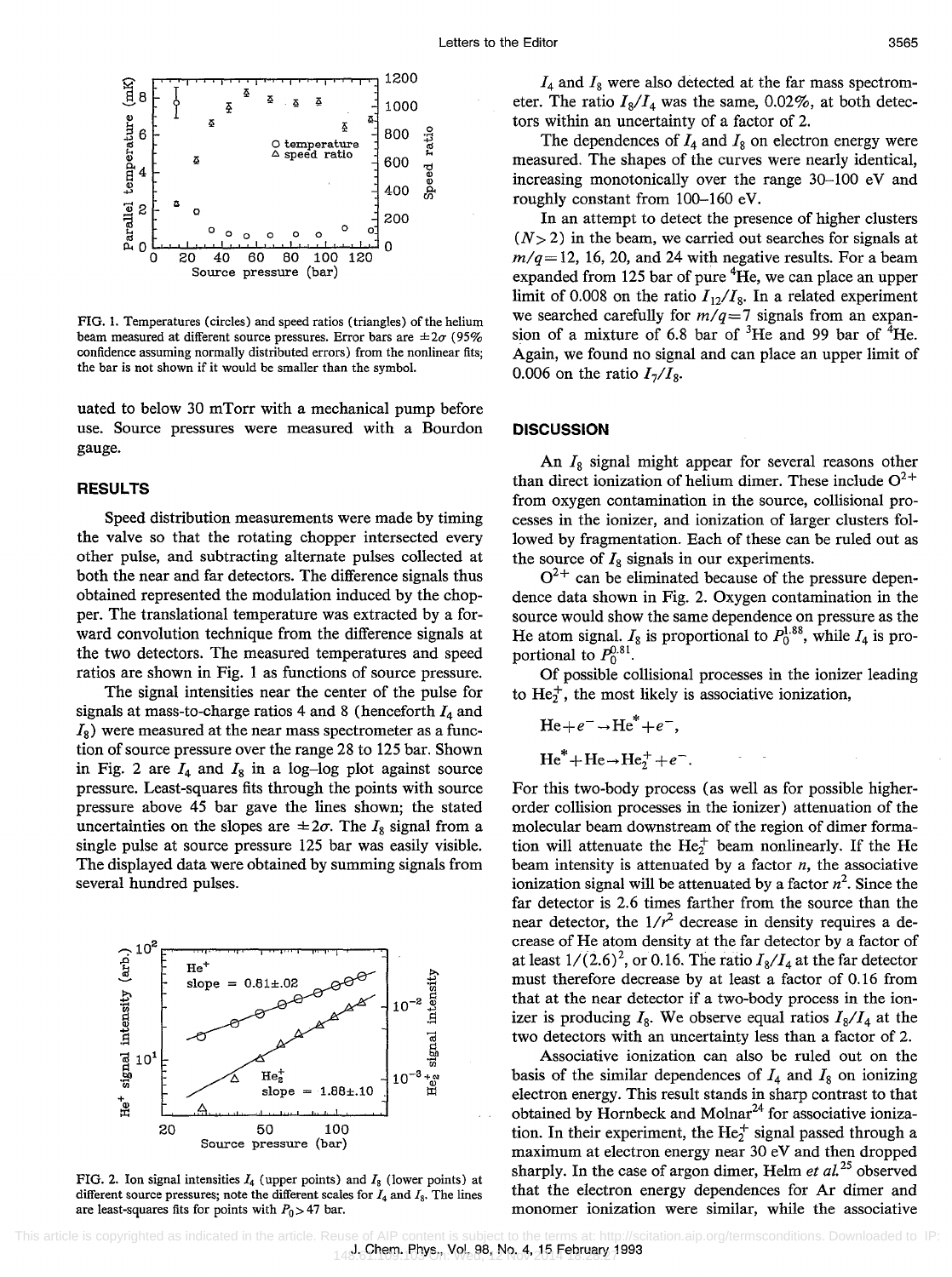FIG. 1. Temperatures (circles) and speed ratios (triangles) of the helium beam measured at different source pressures. Error bars are $\pm 2\sigma$ (95% confidence assuming normally distributed errors) from the nonlinear fits; the bar is not shown if it would be smaller than the symbol.

uated to below 30 mTorr with a mechanical pump before use. Source pressures were measured with a Bourdon gauge.

## RESULTS

Speed distribution measurements were made by timing the valve so that the rotating chopper intersected every other pulse, and subtracting alternate pulses collected at both the near and far detectors. The difference signals thus obtained represented the modulation induced by the chopper. The translational temperature was extracted by a forward convolution technique from the difference signals at the two detectors. The measured temperatures and speed ratios are shown in Fig. 1 as functions of source pressure.

The signal intensities near the center of the pulse for signals at mass-to-charge ratios 4 and 8 (henceforth $I_4$ and $I_8$) were measured at the near mass spectrometer as a function of source pressure over the range 28 to 125 bar. Shown in Fig. 2 are $I_4$ and $I_8$ in a log–log plot against source pressure. Least-squares fits through the points with source pressure above 45 bar gave the lines shown; the stated uncertainties on the slopes are $\pm 2\sigma$. The $I_8$ signal from a single pulse at source pressure 125 bar was easily visible. The displayed data were obtained by summing signals from several hundred pulses.

FIG. 2. Ion signal intensities $I_4$ (upper points) and $I_8$ (lower points) at different source pressures; note the different scales for $I_4$ and $I_8$. The lines are least-squares fits for points with $P_0 > 47$ bar.

$I_4$ and $I_8$ were also detected at the far mass spectrometer. The ratio $I_8/I_4$ was the same, 0.02%, at both detectors within an uncertainty of a factor of 2.

The dependences of $I_4$ and $I_8$ on electron energy were measured. The shapes of the curves were nearly identical, increasing monotonically over the range 30–100 eV and roughly constant from 100–160 eV.

In an attempt to detect the presence of higher clusters ($N > 2$) in the beam, we carried out searches for signals at $m/q = 12$, 16, 20, and 24 with negative results. For a beam expanded from 125 bar of pure $^4$He, we can place an upper limit of 0.008 on the ratio $I_{12}/I_8$. In a related experiment we searched carefully for $m/q = 7$ signals from an expansion of a mixture of 6.8 bar of $^3$He and 99 bar of $^4$He. Again, we found no signal and can place an upper limit of 0.006 on the ratio $I_7/I_8$.

## DISCUSSION

An $I_8$ signal might appear for several reasons other than direct ionization of helium dimer. These include $O^{2+}$ from oxygen contamination in the source, collisional processes in the ionizer, and ionization of larger clusters followed by fragmentation. Each of these can be ruled out as the source of $I_8$ signals in our experiments.

$O^{2+}$ can be eliminated because of the pressure dependence data shown in Fig. 2. Oxygen contamination in the source would show the same dependence on pressure as the He atom signal. $I_8$ is proportional to $P_0^{1.88}$, while $I_4$ is proportional to $P_0^{0.81}$.

Of possible collisional processes in the ionizer leading to $He_2^+$, the most likely is associative ionization,

$$\mathrm{He} + e^- \rightarrow \mathrm{He}^* + e^-,$$

$$\mathrm{He}^* + \mathrm{He} \rightarrow \mathrm{He}_2^+ + e^-.$$

For this two-body process (as well as for possible higher-order collision processes in the ionizer) attenuation of the molecular beam downstream of the region of dimer formation will attenuate the $He_2^+$ beam nonlinearly. If the He beam intensity is attenuated by a factor $n$, the associative ionization signal will be attenuated by a factor $n^2$. Since the far detector is 2.6 times farther from the source than the near detector, the $1/r^2$ decrease in density requires a decrease of He atom density at the far detector by a factor of at least $1/(2.6)^2$, or 0.16. The ratio $I_8/I_4$ at the far detector must therefore decrease by at least a factor of 0.16 from that at the near detector if a two-body process in the ionizer is producing $I_8$. We observe equal ratios $I_8/I_4$ at the two detectors with an uncertainty less than a factor of 2.

Associative ionization can also be ruled out on the basis of the similar dependences of $I_4$ and $I_8$ on ionizing electron energy. This result stands in sharp contrast to that obtained by Hornbeck and Molnar[24] for associative ionization. In their experiment, the $He_2^+$ signal passed through a maximum at electron energy near 30 eV and then dropped sharply. In the case of argon dimer, Helm *et al.*[25] observed that the electron energy dependences for Ar dimer and monomer ionization were similar, while the associative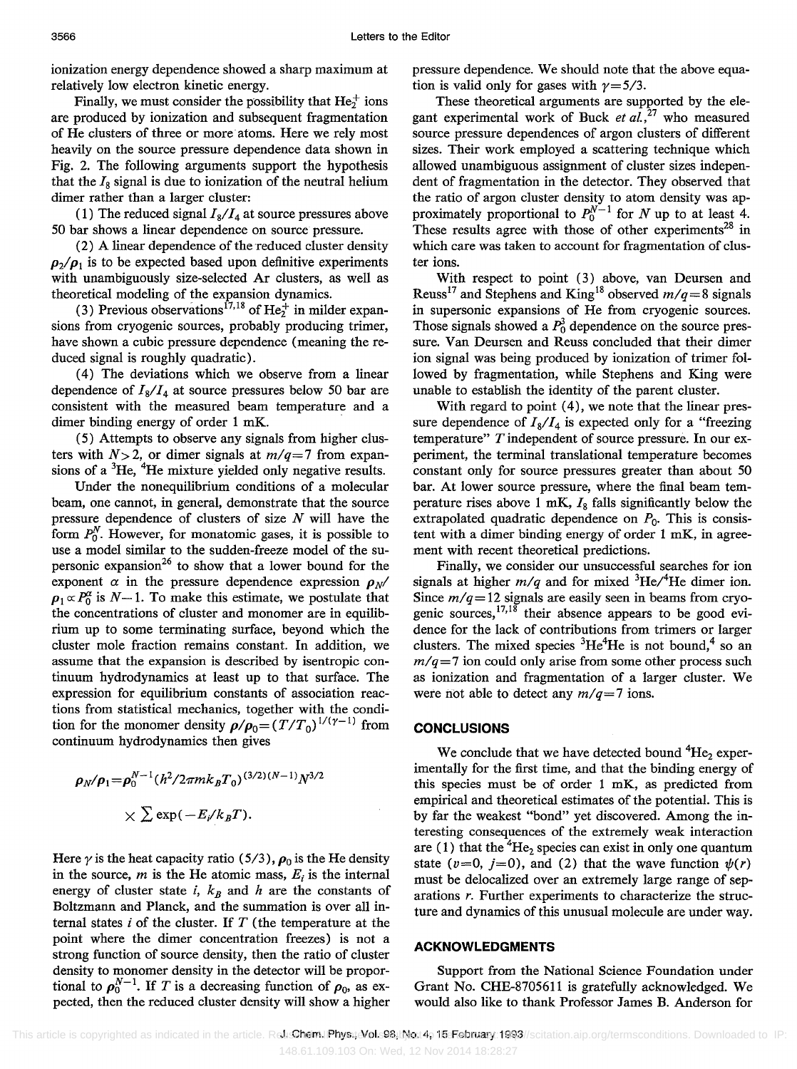ionization energy dependence showed a sharp maximum at relatively low electron kinetic energy.

Finally, we must consider the possibility that $He_2^+$ ions are produced by ionization and subsequent fragmentation of He clusters of three or more atoms. Here we rely most heavily on the source pressure dependence data shown in Fig. 2. The following arguments support the hypothesis that the $I_8$ signal is due to ionization of the neutral helium dimer rather than a larger cluster:

(1) The reduced signal $I_8/I_4$ at source pressures above 50 bar shows a linear dependence on source pressure.

(2) A linear dependence of the reduced cluster density $\rho_2/\rho_1$ is to be expected based upon definitive experiments with unambiguously size-selected Ar clusters, as well as theoretical modeling of the expansion dynamics.

(3) Previous observations[17,18] of $He_2^+$ in milder expansions from cryogenic sources, probably producing trimer, have shown a cubic pressure dependence (meaning the reduced signal is roughly quadratic).

(4) The deviations which we observe from a linear dependence of $I_8/I_4$ at source pressures below 50 bar are consistent with the measured beam temperature and a dimer binding energy of order 1 mK.

(5) Attempts to observe any signals from higher clusters with $N>2$, or dimer signals at $m/q=7$ from expansions of a $^3$He, $^4$He mixture yielded only negative results.

Under the nonequilibrium conditions of a molecular beam, one cannot, in general, demonstrate that the source pressure dependence of clusters of size $N$ will have the form $P_0^N$. However, for monatomic gases, it is possible to use a model similar to the sudden-freeze model of the supersonic expansion[26] to show that a lower bound for the exponent $\alpha$ in the pressure dependence expression $\rho_N/\rho_1 \propto P_0^\alpha$ is $N-1$. To make this estimate, we postulate that the concentrations of cluster and monomer are in equilibrium up to some terminating surface, beyond which the cluster mole fraction remains constant. In addition, we assume that the expansion is described by isentropic continuum hydrodynamics at least up to that surface. The expression for equilibrium constants of association reactions from statistical mechanics, together with the condition for the monomer density $\rho/\rho_0=(T/T_0)^{1/(\gamma-1)}$ from continuum hydrodynamics then gives

$$\rho_N/\rho_1=\rho_0^{N-1}(h^2/2\pi m k_B T_0)^{(3/2)(N-1)} N^{3/2} \times \sum \exp(-E_i/k_B T).$$

Here $\gamma$ is the heat capacity ratio (5/3), $\rho_0$ is the He density in the source, $m$ is the He atomic mass, $E_i$ is the internal energy of cluster state $i$, $k_B$ and $h$ are the constants of Boltzmann and Planck, and the summation is over all internal states $i$ of the cluster. If $T$ (the temperature at the point where the dimer concentration freezes) is not a strong function of source density, then the ratio of cluster density to monomer density in the detector will be proportional to $\rho_0^{N-1}$. If $T$ is a decreasing function of $\rho_0$, as expected, then the reduced cluster density will show a higher pressure dependence. We should note that the above equation is valid only for gases with $\gamma=5/3$.

These theoretical arguments are supported by the elegant experimental work of Buck *et al.*,[27] who measured source pressure dependences of argon clusters of different sizes. Their work employed a scattering technique which allowed unambiguous assignment of cluster sizes independent of fragmentation in the detector. They observed that the ratio of argon cluster density to atom density was approximately proportional to $P_0^{N-1}$ for $N$ up to at least 4. These results agree with those of other experiments[28] in which care was taken to account for fragmentation of cluster ions.

With respect to point (3) above, van Deursen and Reuss[17] and Stephens and King[18] observed $m/q=8$ signals in supersonic expansions of He from cryogenic sources. Those signals showed a $P_0^3$ dependence on the source pressure. Van Deursen and Reuss concluded that their dimer ion signal was being produced by ionization of trimer followed by fragmentation, while Stephens and King were unable to establish the identity of the parent cluster.

With regard to point (4), we note that the linear pressure dependence of $I_8/I_4$ is expected only for a "freezing temperature" $T$ independent of source pressure. In our experiment, the terminal translational temperature becomes constant only for source pressures greater than about 50 bar. At lower source pressure, where the final beam temperature rises above 1 mK, $I_8$ falls significantly below the extrapolated quadratic dependence on $P_0$. This is consistent with a dimer binding energy of order 1 mK, in agreement with recent theoretical predictions.

Finally, we consider our unsuccessful searches for ion signals at higher $m/q$ and for mixed $^3$He/$^4$He dimer ion. Since $m/q=12$ signals are easily seen in beams from cryogenic sources,[17,18] their absence appears to be good evidence for the lack of contributions from trimers or larger clusters. The mixed species $^3$He$^4$He is not bound,[4] so an $m/q=7$ ion could only arise from some other process such as ionization and fragmentation of a larger cluster. We were not able to detect any $m/q=7$ ions.

## CONCLUSIONS

We conclude that we have detected bound $^4He_2$ experimentally for the first time, and that the binding energy of this species must be of order 1 mK, as predicted from empirical and theoretical estimates of the potential. This is by far the weakest "bond" yet discovered. Among the interesting consequences of the extremely weak interaction are (1) that the $^4He_2$ species can exist in only one quantum state ($v=0$, $j=0$), and (2) that the wave function $\psi(r)$ must be delocalized over an extremely large range of separations $r$. Further experiments to characterize the structure and dynamics of this unusual molecule are under way.

## ACKNOWLEDGMENTS

Support from the National Science Foundation under Grant No. CHE-8705611 is gratefully acknowledged. We would also like to thank Professor James B. Anderson for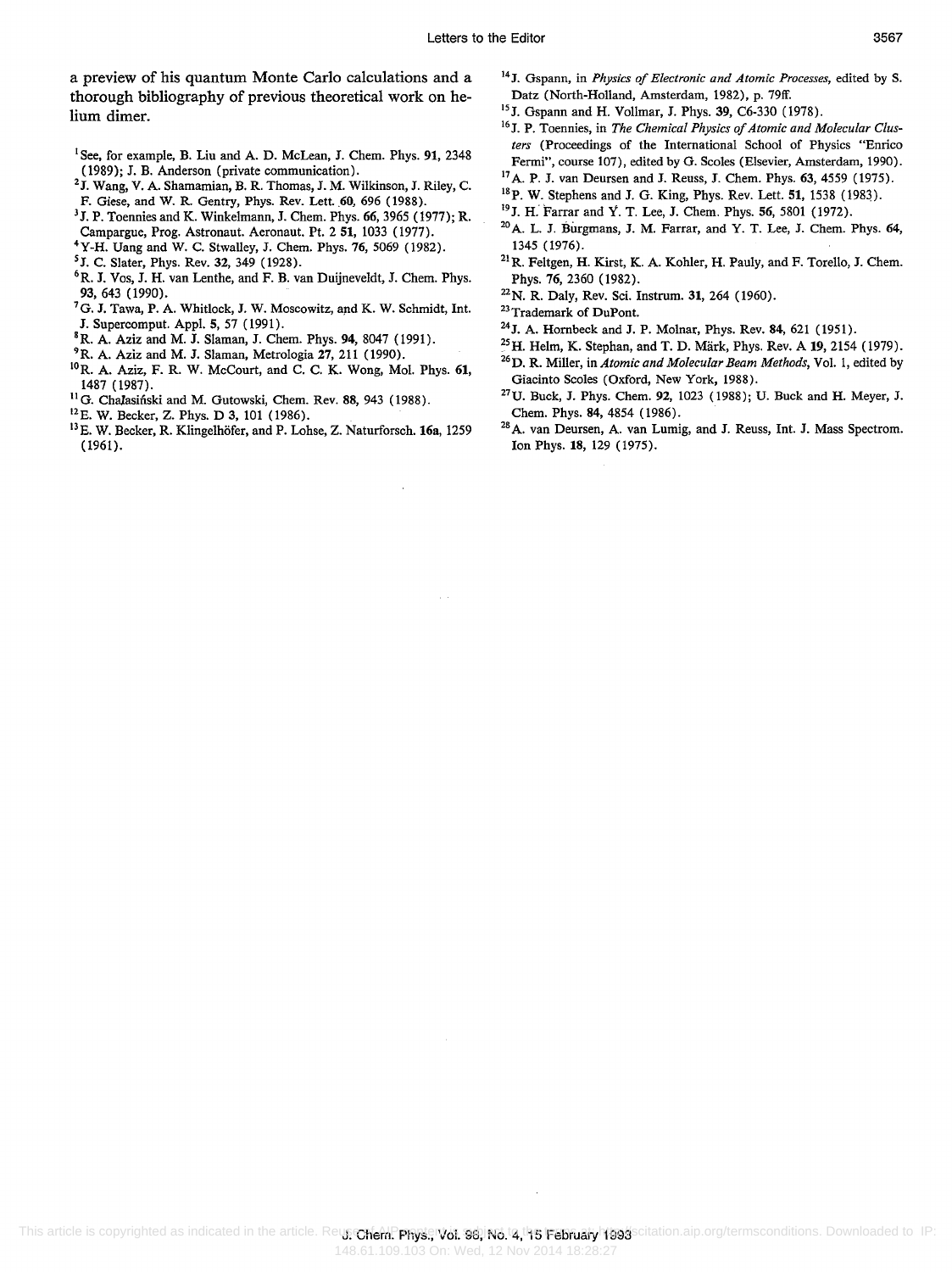a preview of his quantum Monte Carlo calculations and a thorough bibliography of previous theoretical work on helium dimer.

[1] See, for example, B. Liu and A. D. McLean, J. Chem. Phys. **91**, 2348 (1989); J. B. Anderson (private communication).

[2] J. Wang, V. A. Shamamian, B. R. Thomas, J. M. Wilkinson, J. Riley, C. F. Giese, and W. R. Gentry, Phys. Rev. Lett. **60**, 696 (1988).

[3] J. P. Toennies and K. Winkelmann, J. Chem. Phys. **66**, 3965 (1977); R. Campargue, Prog. Astronaut. Aeronaut. Pt. 2 **51**, 1033 (1977).

[4] Y-H. Uang and W. C. Stwalley, J. Chem. Phys. **76**, 5069 (1982).

[5] J. C. Slater, Phys. Rev. **32**, 349 (1928).

[6] R. J. Vos, J. H. van Lenthe, and F. B. van Duijneveldt, J. Chem. Phys. **93**, 643 (1990).

[7] G. J. Tawa, P. A. Whitlock, J. W. Moscowitz, and K. W. Schmidt, Int. J. Supercomput. Appl. **5**, 57 (1991).

[8] R. A. Aziz and M. J. Slaman, J. Chem. Phys. **94**, 8047 (1991).

[9] R. A. Aziz and M. J. Slaman, Metrologia **27**, 211 (1990).

[10] R. A. Aziz, F. R. W. McCourt, and C. C. K. Wong, Mol. Phys. **61**, 1487 (1987).

[11] G. Chałasiński and M. Gutowski, Chem. Rev. **88**, 943 (1988).

[12] E. W. Becker, Z. Phys. D **3**, 101 (1986).

[13] E. W. Becker, R. Klingelhöfer, and P. Lohse, Z. Naturforsch. **16a**, 1259 (1961).

[14] J. Gspann, in *Physics of Electronic and Atomic Processes*, edited by S. Datz (North-Holland, Amsterdam, 1982), p. 79ff.

[15] J. Gspann and H. Vollmar, J. Phys. **39**, C6-330 (1978).

[16] J. P. Toennies, in *The Chemical Physics of Atomic and Molecular Clusters* (Proceedings of the International School of Physics "Enrico Fermi", course 107), edited by G. Scoles (Elsevier, Amsterdam, 1990).

[17] A. P. J. van Deursen and J. Reuss, J. Chem. Phys. **63**, 4559 (1975).

[18] P. W. Stephens and J. G. King, Phys. Rev. Lett. **51**, 1538 (1983).

[19] J. H. Farrar and Y. T. Lee, J. Chem. Phys. **56**, 5801 (1972).

[20] A. L. J. Burgmans, J. M. Farrar, and Y. T. Lee, J. Chem. Phys. **64**, 1345 (1976).

[21] R. Feltgen, H. Kirst, K. A. Kohler, H. Pauly, and F. Torello, J. Chem. Phys. **76**, 2360 (1982).

[22] N. R. Daly, Rev. Sci. Instrum. **31**, 264 (1960).

[23] Trademark of DuPont.

[24] J. A. Hornbeck and J. P. Molnar, Phys. Rev. **84**, 621 (1951).

[25] H. Helm, K. Stephan, and T. D. Märk, Phys. Rev. A **19**, 2154 (1979).

[26] D. R. Miller, in *Atomic and Molecular Beam Methods*, Vol. 1, edited by Giacinto Scoles (Oxford, New York, 1988).

[27] U. Buck, J. Phys. Chem. **92**, 1023 (1988); U. Buck and H. Meyer, J. Chem. Phys. **84**, 4854 (1986).

[28] A. van Deursen, A. van Lumig, and J. Reuss, Int. J. Mass Spectrom. Ion Phys. **18**, 129 (1975).